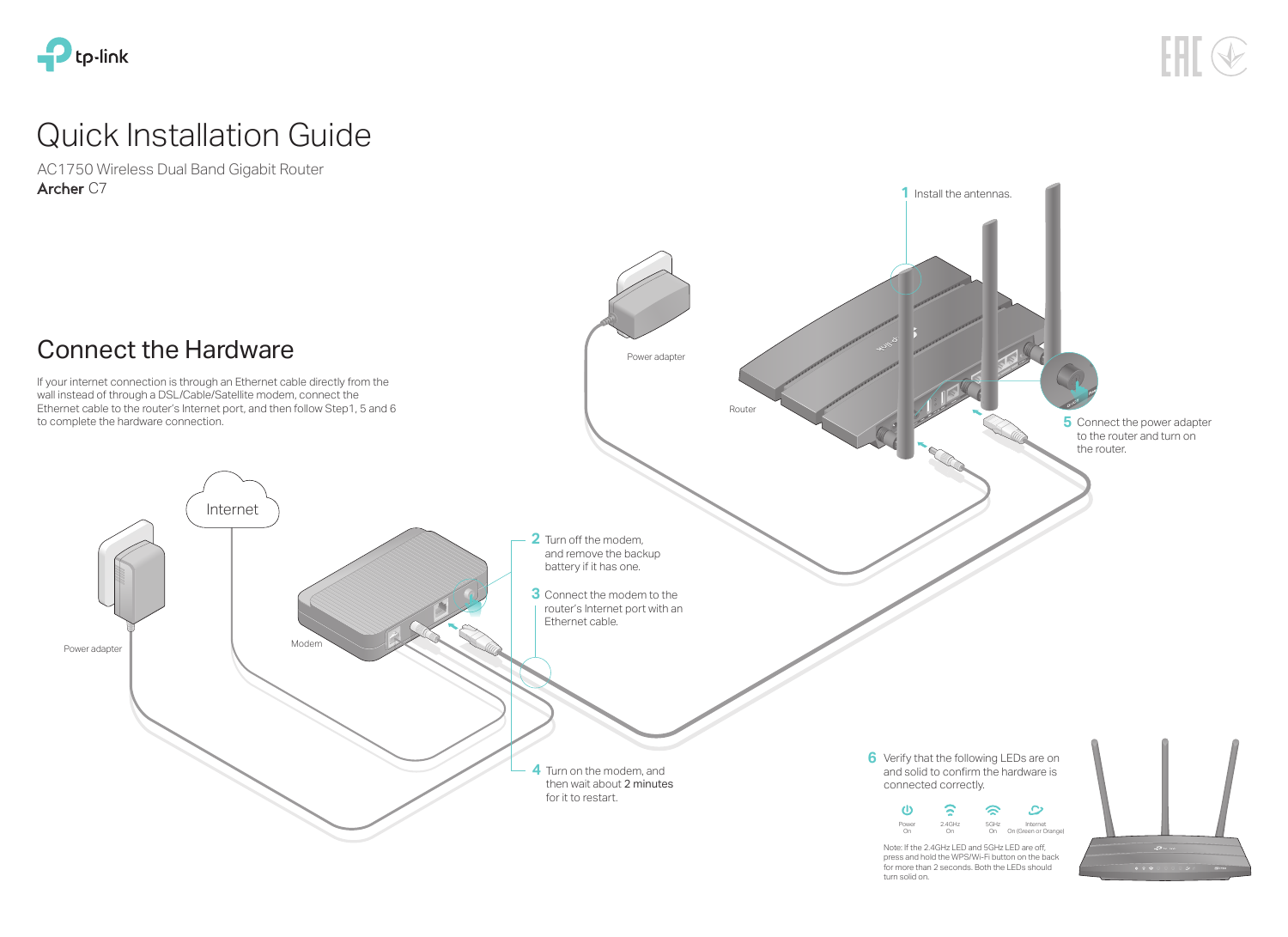# Quick Installation Guide

AC1750 Wireless Dual Band Gigabit Router

**Archer** C7

## Connect the Hardware

If your internet connection is through an Ethernet cable directly from the wall instead of through a DSL/Cable/Satellite modem, connect the Ethernet cable to the router's Internet port, and then follow Step1, 5 and 6 to complete the hardware connection.

1 Install the antennas.

Power adapter

Router

5 Connect the power adapter to the router and turn on the router.

Internet

Power adapter

Modem

2 Turn off the modem, and remove the backup battery if it has one.

3 Connect the modem to the router's Internet port with an Ethernet cable.

4 Turn on the modem, and then wait about **2 minutes** for it to restart.

6 Verify that the following LEDs are on and solid to confirm the hardware is connected correctly.

| Power | 2.4GHz | 5GHz | Internet |
| --- | --- | --- | --- |
| On | On | On | On (Green or Orange) |

Note: If the 2.4GHz LED and 5GHz LED are off, press and hold the WPS/Wi-Fi button on the back for more than 2 seconds. Both the LEDs should turn solid on.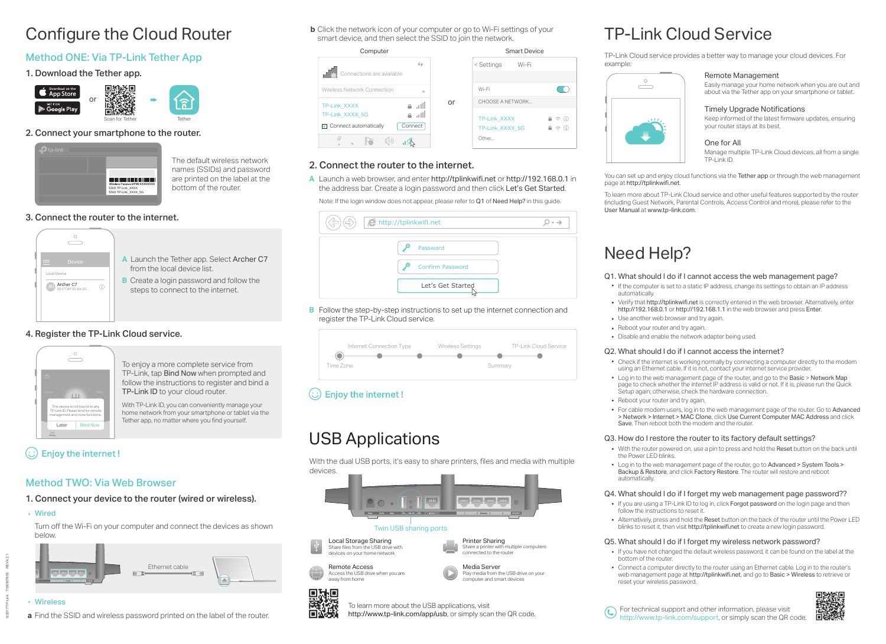# Configure the Cloud Router

## Method ONE: Via TP-Link Tether App

### 1. Download the Tether app.

Download on the App Store
GET IT ON Google Play
or
Scan for Tether
Tether

### 2. Connect your smartphone to the router.

The default wireless network names (SSIDs) and password are printed on the label at the bottom of the router.

### 3. Connect the router to the internet.

**A** Launch the Tether app. Select Archer C7 from the local device list.

**B** Create a login password and follow the steps to connect to the internet.

### 4. Register the TP-Link Cloud service.

To enjoy a more complete service from TP-Link, tap Bind Now when prompted and follow the instructions to register and bind a TP-Link ID to your cloud router.

With TP-Link ID, you can conveniently manage your home network from your smartphone or tablet via the Tether app, no matter where you find yourself.

Enjoy the internet !

## Method TWO: Via Web Browser

### 1. Connect your device to the router (wired or wireless).

- Wired

Turn off the Wi-Fi on your computer and connect the devices as shown below.

Ethernet cable

- Wireless

**a** Find the SSID and wireless password printed on the label of the router.

**b** Click the network icon of your computer or go to Wi-Fi settings of your smart device, and then select the SSID to join the network.

Computer
or
Smart Device

### 2. Connect the router to the internet.

**A** Launch a web browser, and enter http://tplinkwifi.net or http://192.168.0.1 in the address bar. Create a login password and then click Let's Get Started.

Note: If the login window does not appear, please refer to Q1 of Need Help? in this guide.

http://tplinkwifi.net
Password
Confirm Password
Let's Get Started

**B** Follow the step-by-step instructions to set up the internet connection and register the TP-Link Cloud service.

Time Zone
Internet Connection Type
Wireless Settings
Summary
TP-Link Cloud Service

Enjoy the internet !

# USB Applications

With the dual USB ports, it's easy to share printers, files and media with multiple devices.

Twin USB sharing ports

**Local Storage Sharing**
Share files from the USB drive with devices on your home network

**Printer Sharing**
Share a printer with multiple computers connected to the router

**Remote Access**
Access the USB drive when you are away from home

**Media Server**
Play media from the USB drive on your computer and smart devices

To learn more about the USB applications, visit http://www.tp-link.com/app/usb, or simply scan the QR code.

# TP-Link Cloud Service

TP-Link Cloud service provides a better way to manage your cloud devices. For example:

**Remote Management**
Easily manage your home network when you are out and about via the Tether app on your smartphone or tablet.

**Timely Upgrade Notifications**
Keep informed of the latest firmware updates, ensuring your router stays at its best.

**One for All**
Manage multiple TP-Link Cloud devices, all from a single TP-Link ID.

You can set up and enjoy cloud functions via the Tether app or through the web management page at http://tplinkwifi.net.

To learn more about TP-Link Cloud service and other useful features supported by the router (including Guest Network, Parental Controls, Access Control and more), please refer to the User Manual at www.tp-link.com.

# Need Help?

### Q1. What should I do if I cannot access the web management page?

- If the computer is set to a static IP address, change its settings to obtain an IP address automatically.
- Verify that http://tplinkwifi.net is correctly entered in the web browser. Alternatively, enter http://192.168.0.1 or http://192.168.1.1 in the web browser and press Enter.
- Use another web browser and try again.
- Reboot your router and try again.
- Disable and enable the network adapter being used.

### Q2. What should I do if I cannot access the internet?

- Check if the internet is working normally by connecting a computer directly to the modem using an Ethernet cable. If it is not, contact your internet service provider.
- Log in to the web management page of the router, and go to the Basic > Network Map page to check whether the internet IP address is valid or not. If it is, please run the Quick Setup again; otherwise, check the hardware connection.
- Reboot your router and try again.
- For cable modem users, log in to the web management page of the router. Go to Advanced > Network > Internet > MAC Clone, click Use Current Computer MAC Address and click Save. Then reboot both the modem and the router.

### Q3. How do I restore the router to its factory default settings?

- With the router powered on, use a pin to press and hold the Reset button on the back until the Power LED blinks.
- Log in to the web management page of the router, go to Advanced > System Tools > Backup & Restore, and click Factory Restore. The router will restore and reboot automatically.

### Q4. What should I do if I forget my web management page password??

- If you are using a TP-Link ID to log in, click Forgot password on the login page and then follow the instructions to reset it.
- Alternatively, press and hold the Reset button on the back of the router until the Power LED blinks to reset it, then visit http://tplinkwifi.net to create a new login password.

### Q5. What should I do if I forget my wireless network password?

- If you have not changed the default wireless password, it can be found on the label at the bottom of the router.
- Connect a computer directly to the router using an Ethernet cable. Log in to the router's web management page at http://tplinkwifi.net, and go to Basic > Wireless to retrieve or reset your wireless password.

For technical support and other information, please visit http://www.tp-link.com/support, or simply scan the QR code.